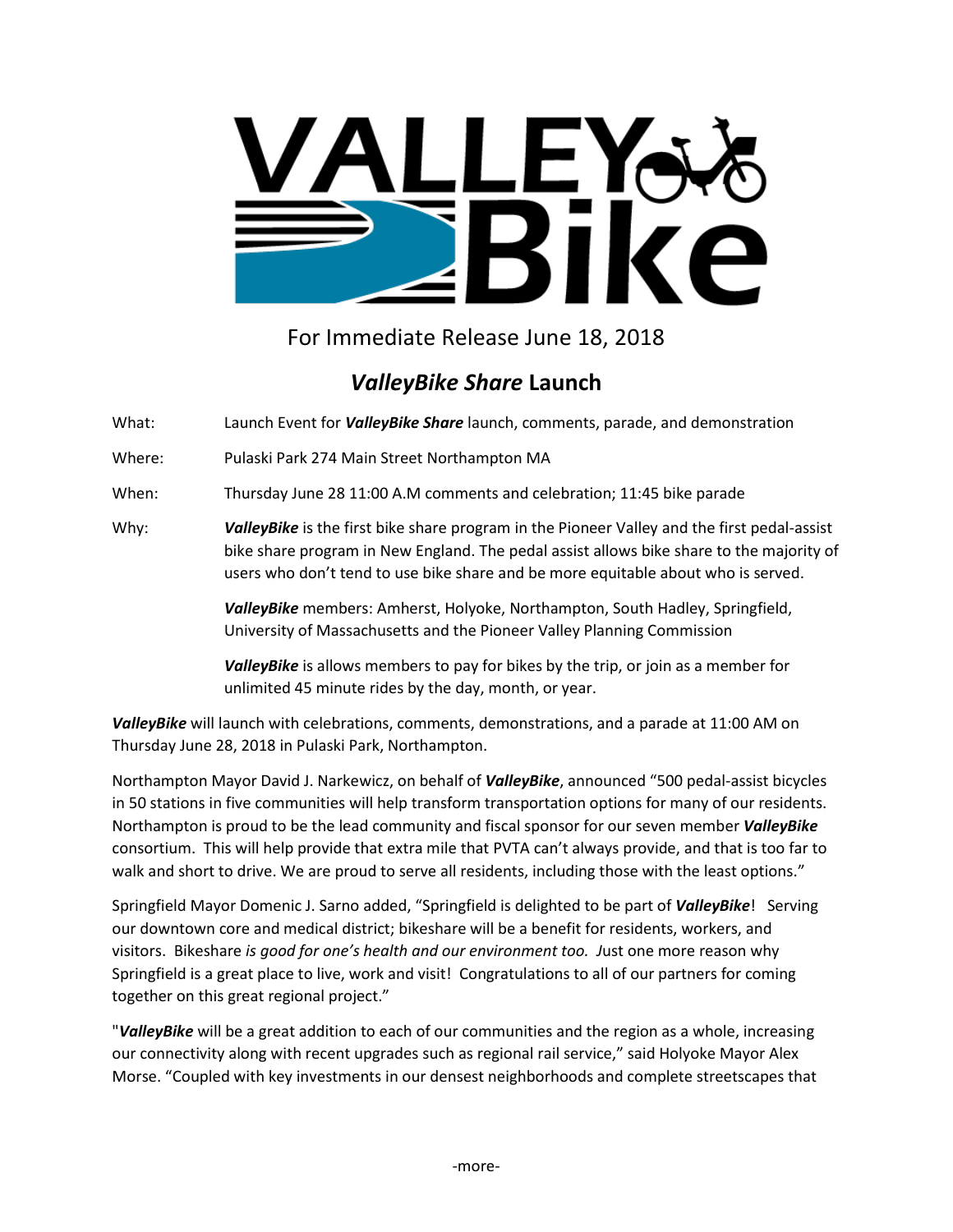For Immediate Release June 18, 2018

# *ValleyBike Share* Launch

What: Launch Event for ***ValleyBike Share*** launch, comments, parade, and demonstration

Where: Pulaski Park 274 Main Street Northampton MA

When: Thursday June 28 11:00 A.M comments and celebration; 11:45 bike parade

Why: ***ValleyBike*** is the first bike share program in the Pioneer Valley and the first pedal-assist bike share program in New England. The pedal assist allows bike share to the majority of users who don't tend to use bike share and be more equitable about who is served.

***ValleyBike*** members: Amherst, Holyoke, Northampton, South Hadley, Springfield, University of Massachusetts and the Pioneer Valley Planning Commission

***ValleyBike*** is allows members to pay for bikes by the trip, or join as a member for unlimited 45 minute rides by the day, month, or year.

***ValleyBike*** will launch with celebrations, comments, demonstrations, and a parade at 11:00 AM on Thursday June 28, 2018 in Pulaski Park, Northampton.

Northampton Mayor David J. Narkewicz, on behalf of ***ValleyBike***, announced "500 pedal-assist bicycles in 50 stations in five communities will help transform transportation options for many of our residents. Northampton is proud to be the lead community and fiscal sponsor for our seven member ***ValleyBike*** consortium. This will help provide that extra mile that PVTA can't always provide, and that is too far to walk and short to drive. We are proud to serve all residents, including those with the least options."

Springfield Mayor Domenic J. Sarno added, "Springfield is delighted to be part of ***ValleyBike***! Serving our downtown core and medical district; bikeshare will be a benefit for residents, workers, and visitors. Bikeshare *is good for one's health and our environment too.* Just one more reason why Springfield is a great place to live, work and visit! Congratulations to all of our partners for coming together on this great regional project."

"***ValleyBike*** will be a great addition to each of our communities and the region as a whole, increasing our connectivity along with recent upgrades such as regional rail service," said Holyoke Mayor Alex Morse. "Coupled with key investments in our densest neighborhoods and complete streetscapes that

-more-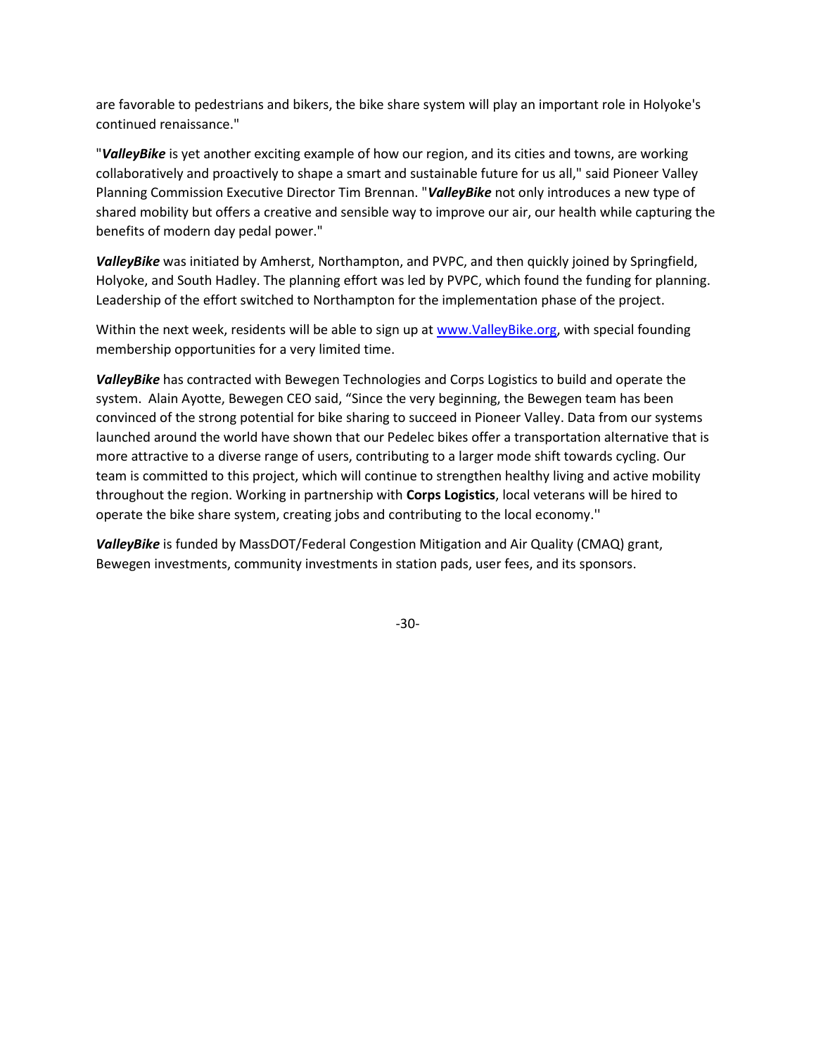are favorable to pedestrians and bikers, the bike share system will play an important role in Holyoke's continued renaissance."

"***ValleyBike*** is yet another exciting example of how our region, and its cities and towns, are working collaboratively and proactively to shape a smart and sustainable future for us all," said Pioneer Valley Planning Commission Executive Director Tim Brennan. "***ValleyBike*** not only introduces a new type of shared mobility but offers a creative and sensible way to improve our air, our health while capturing the benefits of modern day pedal power."

***ValleyBike*** was initiated by Amherst, Northampton, and PVPC, and then quickly joined by Springfield, Holyoke, and South Hadley. The planning effort was led by PVPC, which found the funding for planning. Leadership of the effort switched to Northampton for the implementation phase of the project.

Within the next week, residents will be able to sign up at [www.ValleyBike.org](http://www.ValleyBike.org), with special founding membership opportunities for a very limited time.

***ValleyBike*** has contracted with Bewegen Technologies and Corps Logistics to build and operate the system. Alain Ayotte, Bewegen CEO said, "Since the very beginning, the Bewegen team has been convinced of the strong potential for bike sharing to succeed in Pioneer Valley. Data from our systems launched around the world have shown that our Pedelec bikes offer a transportation alternative that is more attractive to a diverse range of users, contributing to a larger mode shift towards cycling. Our team is committed to this project, which will continue to strengthen healthy living and active mobility throughout the region. Working in partnership with **Corps Logistics**, local veterans will be hired to operate the bike share system, creating jobs and contributing to the local economy.''

***ValleyBike*** is funded by MassDOT/Federal Congestion Mitigation and Air Quality (CMAQ) grant, Bewegen investments, community investments in station pads, user fees, and its sponsors.

-30-